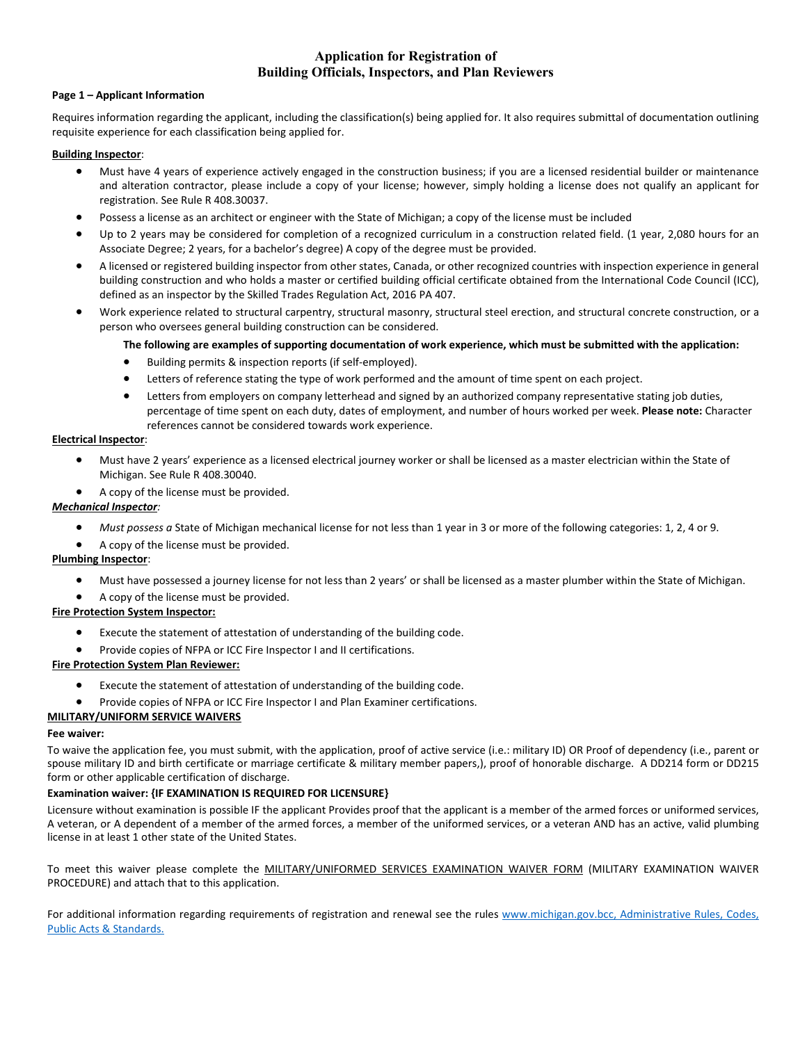# Application for Registration of
# Building Officials, Inspectors, and Plan Reviewers

**Page 1 – Applicant Information**

Requires information regarding the applicant, including the classification(s) being applied for. It also requires submittal of documentation outlining requisite experience for each classification being applied for.

**Building Inspector**:

- Must have 4 years of experience actively engaged in the construction business; if you are a licensed residential builder or maintenance and alteration contractor, please include a copy of your license; however, simply holding a license does not qualify an applicant for registration. See Rule R 408.30037.
- Possess a license as an architect or engineer with the State of Michigan; a copy of the license must be included
- Up to 2 years may be considered for completion of a recognized curriculum in a construction related field. (1 year, 2,080 hours for an Associate Degree; 2 years, for a bachelor's degree) A copy of the degree must be provided.
- A licensed or registered building inspector from other states, Canada, or other recognized countries with inspection experience in general building construction and who holds a master or certified building official certificate obtained from the International Code Council (ICC), defined as an inspector by the Skilled Trades Regulation Act, 2016 PA 407.
- Work experience related to structural carpentry, structural masonry, structural steel erection, and structural concrete construction, or a person who oversees general building construction can be considered.

  **The following are examples of supporting documentation of work experience, which must be submitted with the application:**

  - Building permits & inspection reports (if self-employed).
  - Letters of reference stating the type of work performed and the amount of time spent on each project.
  - Letters from employers on company letterhead and signed by an authorized company representative stating job duties, percentage of time spent on each duty, dates of employment, and number of hours worked per week. **Please note:** Character references cannot be considered towards work experience.

**Electrical Inspector**:

- Must have 2 years' experience as a licensed electrical journey worker or shall be licensed as a master electrician within the State of Michigan. See Rule R 408.30040.
- A copy of the license must be provided.

***Mechanical Inspector:***

- *Must possess a* State of Michigan mechanical license for not less than 1 year in 3 or more of the following categories: 1, 2, 4 or 9.
- A copy of the license must be provided.

**Plumbing Inspector**:

- Must have possessed a journey license for not less than 2 years' or shall be licensed as a master plumber within the State of Michigan.
- A copy of the license must be provided.

**Fire Protection System Inspector:**

- Execute the statement of attestation of understanding of the building code.
- Provide copies of NFPA or ICC Fire Inspector I and II certifications.

**Fire Protection System Plan Reviewer:**

- Execute the statement of attestation of understanding of the building code.
- Provide copies of NFPA or ICC Fire Inspector I and Plan Examiner certifications.

**MILITARY/UNIFORM SERVICE WAIVERS**

**Fee waiver:**

To waive the application fee, you must submit, with the application, proof of active service (i.e.: military ID) OR Proof of dependency (i.e., parent or spouse military ID and birth certificate or marriage certificate & military member papers,), proof of honorable discharge. A DD214 form or DD215 form or other applicable certification of discharge.

**Examination waiver: {IF EXAMINATION IS REQUIRED FOR LICENSURE}**

Licensure without examination is possible IF the applicant Provides proof that the applicant is a member of the armed forces or uniformed services, A veteran, or A dependent of a member of the armed forces, a member of the uniformed services, or a veteran AND has an active, valid plumbing license in at least 1 other state of the United States.

To meet this waiver please complete the MILITARY/UNIFORMED SERVICES EXAMINATION WAIVER FORM (MILITARY EXAMINATION WAIVER PROCEDURE) and attach that to this application.

For additional information regarding requirements of registration and renewal see the rules www.michigan.gov.bcc, Administrative Rules, Codes, Public Acts & Standards.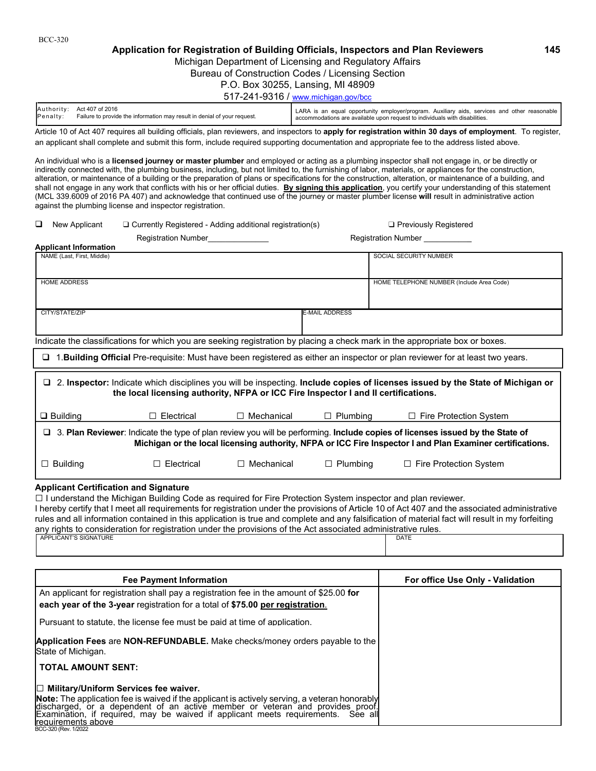BCC-320

# Application for Registration of Building Officials, Inspectors and Plan Reviewers

Michigan Department of Licensing and Regulatory Affairs
Bureau of Construction Codes / Licensing Section
P.O. Box 30255, Lansing, MI 48909
517-241-9316 / www.michigan.gov/bcc

| | |
|---|---|
| Authority: Act 407 of 2016<br>Penalty: Failure to provide the information may result in denial of your request. | LARA is an equal opportunity employer/program. Auxiliary aids, services and other reasonable accommodations are available upon request to individuals with disabilities. |

Article 10 of Act 407 requires all building officials, plan reviewers, and inspectors to **apply for registration within 30 days of employment**. To register, an applicant shall complete and submit this form, include required supporting documentation and appropriate fee to the address listed above.

An individual who is a **licensed journey or master plumber** and employed or acting as a plumbing inspector shall not engage in, or be directly or indirectly connected with, the plumbing business, including, but not limited to, the furnishing of labor, materials, or appliances for the construction, alteration, or maintenance of a building or the preparation of plans or specifications for the construction, alteration, or maintenance of a building, and shall not engage in any work that conflicts with his or her official duties. **By signing this application**, you certify your understanding of this statement (MCL 339.6009 of 2016 PA 407) and acknowledge that continued use of the journey or master plumber license **will** result in administrative action against the plumbing license and inspector registration.

❑ New Applicant ❑ Currently Registered - Adding additional registration(s) Registration Number______________ ❑ Previously Registered Registration Number ___________

**Applicant Information**

| | | |
|---|---|---|
| NAME (Last, First, Middle) | | SOCIAL SECURITY NUMBER |
| HOME ADDRESS | | HOME TELEPHONE NUMBER (Include Area Code) |
| CITY/STATE/ZIP | E-MAIL ADDRESS | |

Indicate the classifications for which you are seeking registration by placing a check mark in the appropriate box or boxes.

❑ 1.**Building Official** Pre-requisite: Must have been registered as either an inspector or plan reviewer for at least two years.

❑ 2. **Inspector:** Indicate which disciplines you will be inspecting. **Include copies of licenses issued by the State of Michigan or the local licensing authority, NFPA or ICC Fire Inspector I and II certifications.**

❑ Building ☐ Electrical ☐ Mechanical ☐ Plumbing ☐ Fire Protection System

❑ 3. **Plan Reviewer**: Indicate the type of plan review you will be performing. **Include copies of licenses issued by the State of Michigan or the local licensing authority, NFPA or ICC Fire Inspector I and Plan Examiner certifications.**

☐ Building ☐ Electrical ☐ Mechanical ☐ Plumbing ☐ Fire Protection System

**Applicant Certification and Signature**

☐ I understand the Michigan Building Code as required for Fire Protection System inspector and plan reviewer.

I hereby certify that I meet all requirements for registration under the provisions of Article 10 of Act 407 and the associated administrative rules and all information contained in this application is true and complete and any falsification of material fact will result in my forfeiting any rights to consideration for registration under the provisions of the Act associated administrative rules.

| | |
|---|---|
| APPLICANT'S SIGNATURE | DATE |

| Fee Payment Information | For office Use Only - Validation |
|---|---|
| An applicant for registration shall pay a registration fee in the amount of $25.00 **for each year of the 3-year** registration for a total of **$75.00 per registration**.<br><br>Pursuant to statute, the license fee must be paid at time of application.<br><br>**Application Fees** are **NON-REFUNDABLE.** Make checks/money orders payable to the State of Michigan.<br><br>**TOTAL AMOUNT SENT:**<br><br>☐ **Military/Uniform Services fee waiver.**<br>**Note:** The application fee is waived if the applicant is actively serving, a veteran honorably discharged, or a dependent of an active member or veteran and provides proof. Examination, if required, may be waived if applicant meets requirements. See all requirements above | |

BCC-320 (Rev. 1/2022)